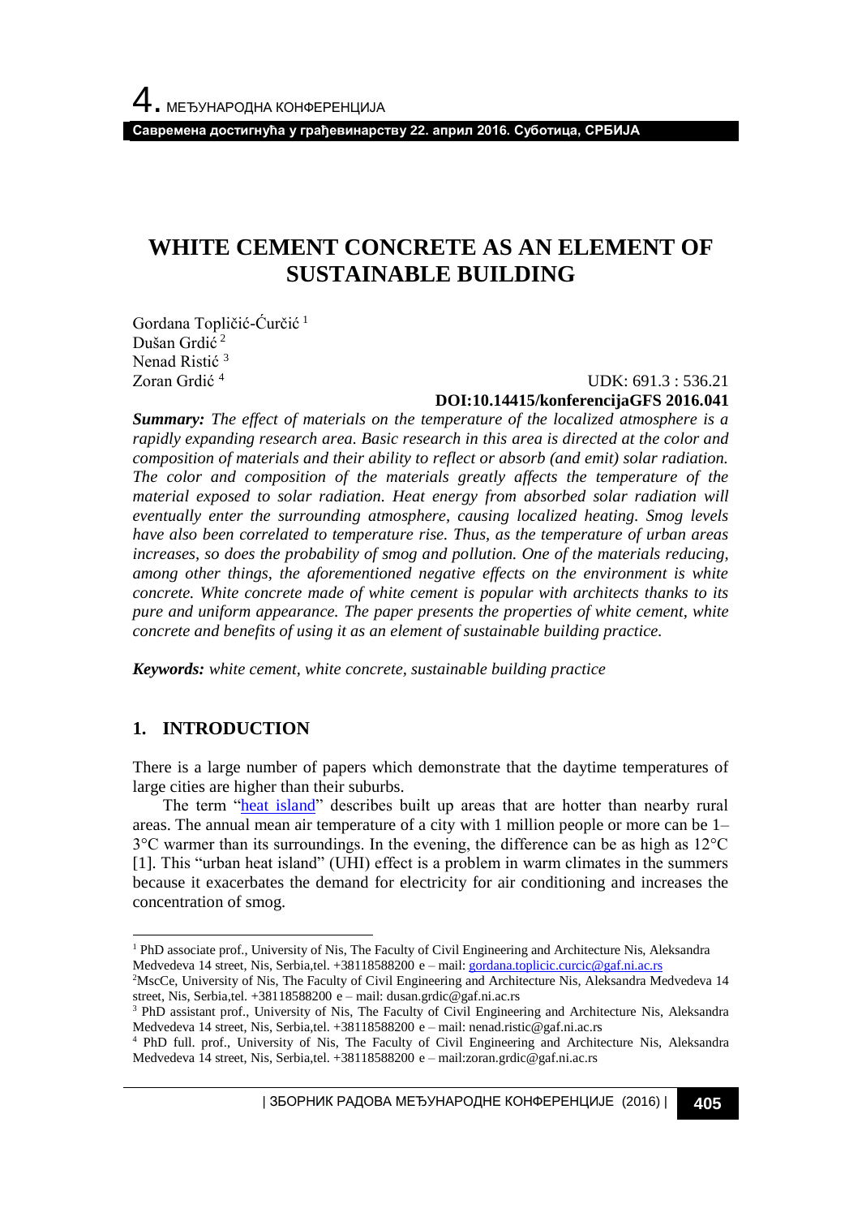# WHITE CEMENT CONCRETE AS AN ELEMENT OF SUSTAINABLE BUILDING

Gordana Topličić-Ćurčić [1]
Dušan Grdić [2]
Nenad Ristić [3]
Zoran Grdić [4]

UDK: 691.3 : 536.21
**DOI:10.14415/konferencijaGFS 2016.041**

***Summary:*** *The effect of materials on the temperature of the localized atmosphere is a rapidly expanding research area. Basic research in this area is directed at the color and composition of materials and their ability to reflect or absorb (and emit) solar radiation. The color and composition of the materials greatly affects the temperature of the material exposed to solar radiation. Heat energy from absorbed solar radiation will eventually enter the surrounding atmosphere, causing localized heating. Smog levels have also been correlated to temperature rise. Thus, as the temperature of urban areas increases, so does the probability of smog and pollution. One of the materials reducing, among other things, the aforementioned negative effects on the environment is white concrete. White concrete made of white cement is popular with architects thanks to its pure and uniform appearance. The paper presents the properties of white cement, white concrete and benefits of using it as an element of sustainable building practice.*

***Keywords:*** *white cement, white concrete, sustainable building practice*

## 1. INTRODUCTION

There is a large number of papers which demonstrate that the daytime temperatures of large cities are higher than their suburbs.

The term "heat island" describes built up areas that are hotter than nearby rural areas. The annual mean air temperature of a city with 1 million people or more can be 1–3°C warmer than its surroundings. In the evening, the difference can be as high as 12°C [1]. This "urban heat island" (UHI) effect is a problem in warm climates in the summers because it exacerbates the demand for electricity for air conditioning and increases the concentration of smog.

---

[1] PhD associate prof., University of Nis, The Faculty of Civil Engineering and Architecture Nis, Aleksandra Medvedeva 14 street, Nis, Serbia,tel. +38118588200 e – mail: gordana.toplicic.curcic@gaf.ni.ac.rs

[2] MscCe, University of Nis, The Faculty of Civil Engineering and Architecture Nis, Aleksandra Medvedeva 14 street, Nis, Serbia,tel. +38118588200 e – mail: dusan.grdic@gaf.ni.ac.rs

[3] PhD assistant prof., University of Nis, The Faculty of Civil Engineering and Architecture Nis, Aleksandra Medvedeva 14 street, Nis, Serbia,tel. +38118588200 e – mail: nenad.ristic@gaf.ni.ac.rs

[4] PhD full. prof., University of Nis, The Faculty of Civil Engineering and Architecture Nis, Aleksandra Medvedeva 14 street, Nis, Serbia,tel. +38118588200 e – mail:zoran.grdic@gaf.ni.ac.rs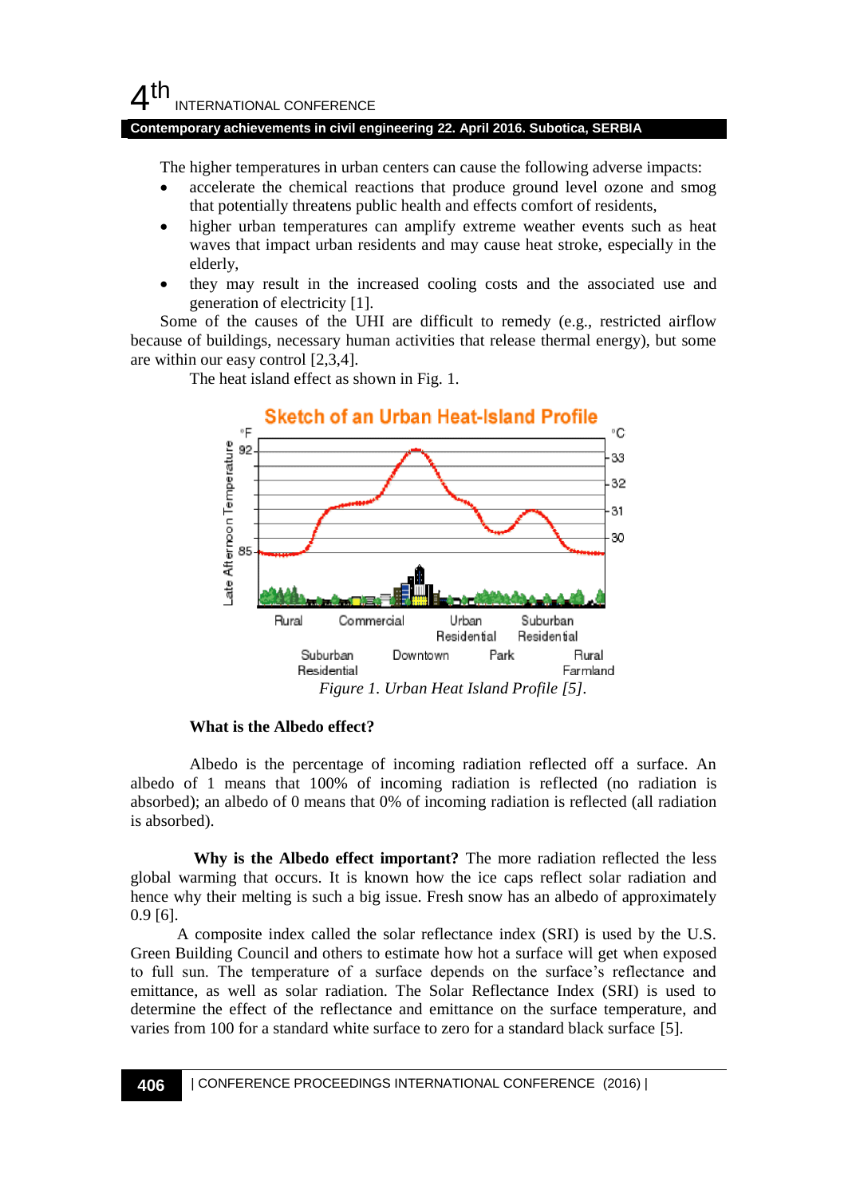The higher temperatures in urban centers can cause the following adverse impacts:

- accelerate the chemical reactions that produce ground level ozone and smog that potentially threatens public health and effects comfort of residents,
- higher urban temperatures can amplify extreme weather events such as heat waves that impact urban residents and may cause heat stroke, especially in the elderly,
- they may result in the increased cooling costs and the associated use and generation of electricity [1].

Some of the causes of the UHI are difficult to remedy (e.g., restricted airflow because of buildings, necessary human activities that release thermal energy), but some are within our easy control [2,3,4].

The heat island effect as shown in Fig. 1.

*Figure 1. Urban Heat Island Profile [5].*

**What is the Albedo effect?**

Albedo is the percentage of incoming radiation reflected off a surface. An albedo of 1 means that 100% of incoming radiation is reflected (no radiation is absorbed); an albedo of 0 means that 0% of incoming radiation is reflected (all radiation is absorbed).

**Why is the Albedo effect important?** The more radiation reflected the less global warming that occurs. It is known how the ice caps reflect solar radiation and hence why their melting is such a big issue. Fresh snow has an albedo of approximately 0.9 [6].

A composite index called the solar reflectance index (SRI) is used by the U.S. Green Building Council and others to estimate how hot a surface will get when exposed to full sun. The temperature of a surface depends on the surface's reflectance and emittance, as well as solar radiation. The Solar Reflectance Index (SRI) is used to determine the effect of the reflectance and emittance on the surface temperature, and varies from 100 for a standard white surface to zero for a standard black surface [5].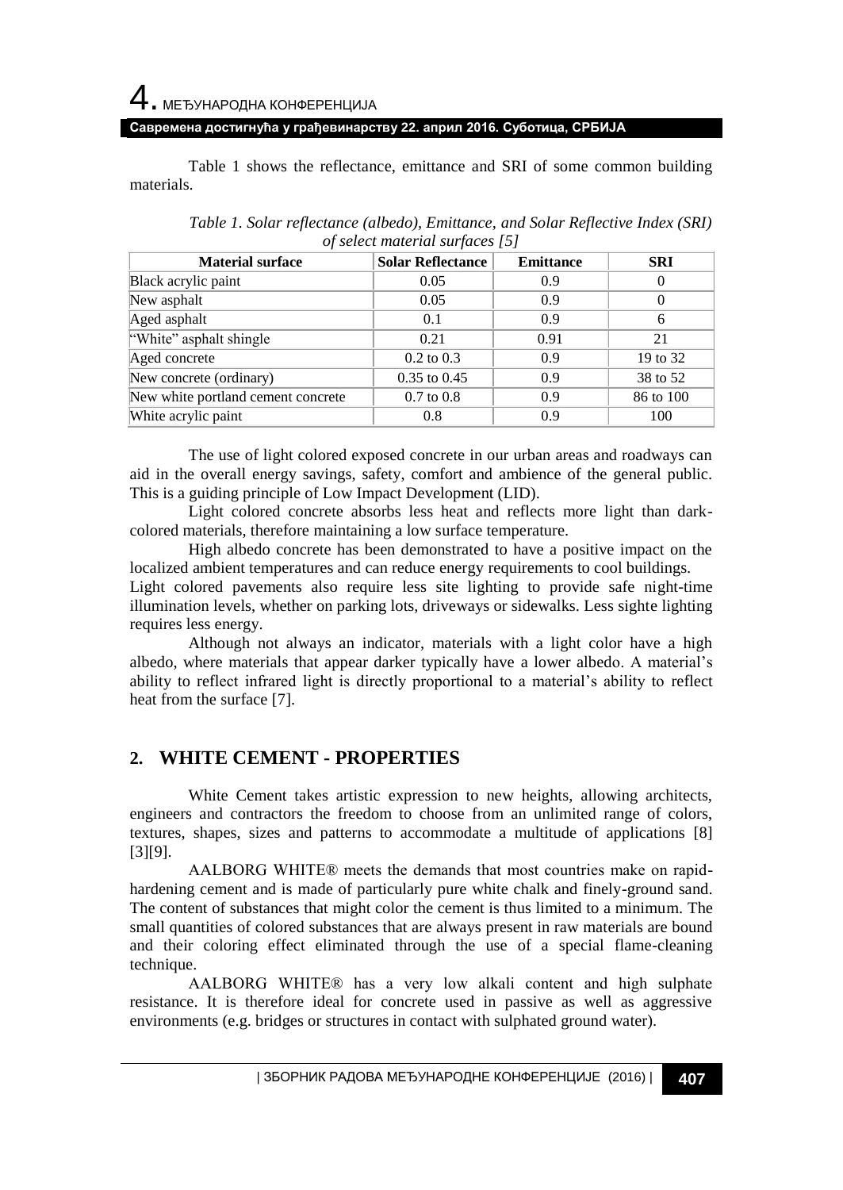Table 1 shows the reflectance, emittance and SRI of some common building materials.

*Table 1. Solar reflectance (albedo), Emittance, and Solar Reflective Index (SRI) of select material surfaces [5]*

| Material surface | Solar Reflectance | Emittance | SRI |
|---|---|---|---|
| Black acrylic paint | 0.05 | 0.9 | 0 |
| New asphalt | 0.05 | 0.9 | 0 |
| Aged asphalt | 0.1 | 0.9 | 6 |
| "White" asphalt shingle | 0.21 | 0.91 | 21 |
| Aged concrete | 0.2 to 0.3 | 0.9 | 19 to 32 |
| New concrete (ordinary) | 0.35 to 0.45 | 0.9 | 38 to 52 |
| New white portland cement concrete | 0.7 to 0.8 | 0.9 | 86 to 100 |
| White acrylic paint | 0.8 | 0.9 | 100 |

The use of light colored exposed concrete in our urban areas and roadways can aid in the overall energy savings, safety, comfort and ambience of the general public. This is a guiding principle of Low Impact Development (LID).

Light colored concrete absorbs less heat and reflects more light than dark-colored materials, therefore maintaining a low surface temperature.

High albedo concrete has been demonstrated to have a positive impact on the localized ambient temperatures and can reduce energy requirements to cool buildings.
Light colored pavements also require less site lighting to provide safe night-time illumination levels, whether on parking lots, driveways or sidewalks. Less sighte lighting requires less energy.

Although not always an indicator, materials with a light color have a high albedo, where materials that appear darker typically have a lower albedo. A material's ability to reflect infrared light is directly proportional to a material's ability to reflect heat from the surface [7].

## 2. WHITE CEMENT - PROPERTIES

White Cement takes artistic expression to new heights, allowing architects, engineers and contractors the freedom to choose from an unlimited range of colors, textures, shapes, sizes and patterns to accommodate a multitude of applications [8] [3][9].

AALBORG WHITE® meets the demands that most countries make on rapid-hardening cement and is made of particularly pure white chalk and finely-ground sand. The content of substances that might color the cement is thus limited to a minimum. The small quantities of colored substances that are always present in raw materials are bound and their coloring effect eliminated through the use of a special flame-cleaning technique.

AALBORG WHITE® has a very low alkali content and high sulphate resistance. It is therefore ideal for concrete used in passive as well as aggressive environments (e.g. bridges or structures in contact with sulphated ground water).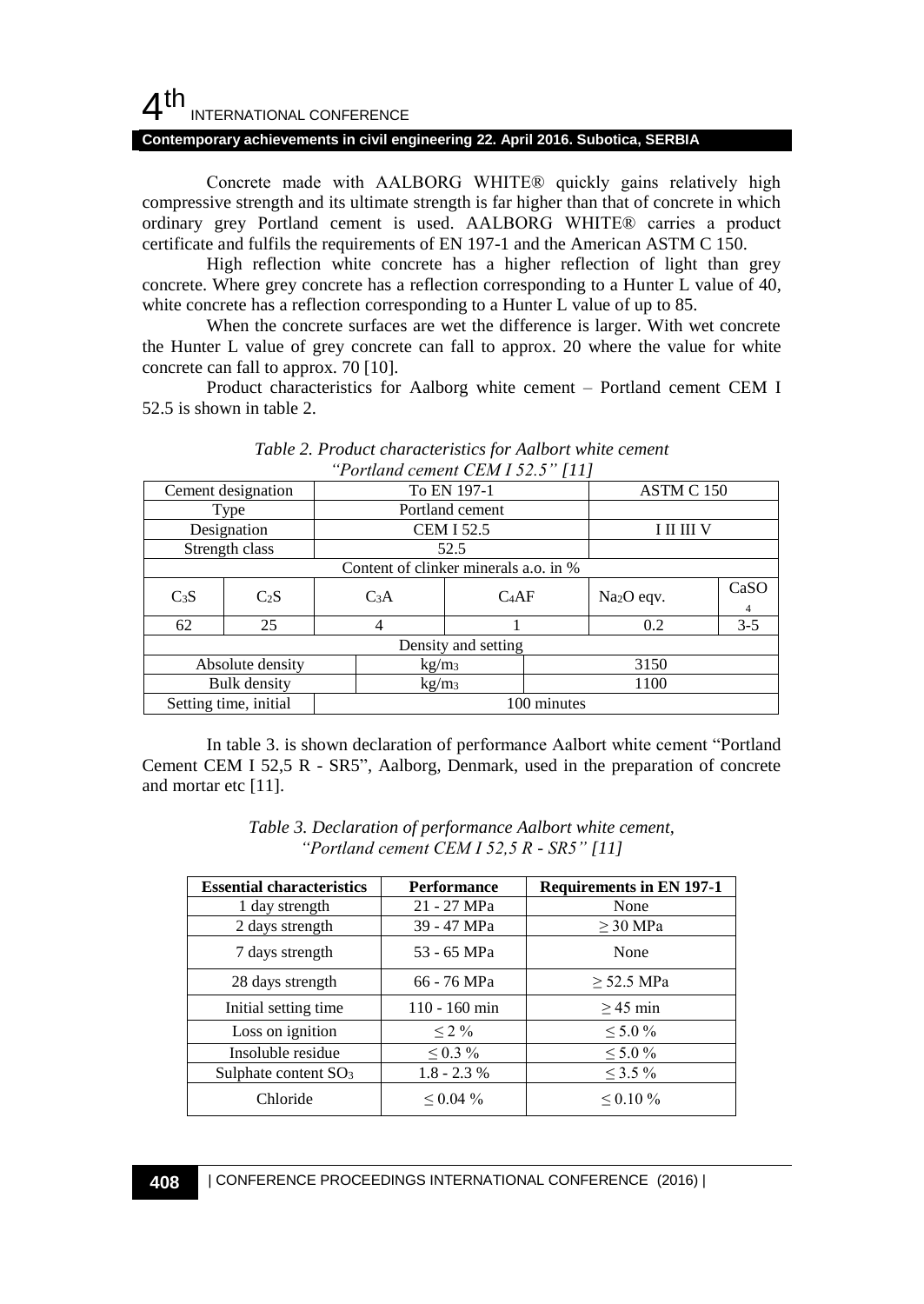Concrete made with AALBORG WHITE® quickly gains relatively high compressive strength and its ultimate strength is far higher than that of concrete in which ordinary grey Portland cement is used. AALBORG WHITE® carries a product certificate and fulfils the requirements of EN 197-1 and the American ASTM C 150.

High reflection white concrete has a higher reflection of light than grey concrete. Where grey concrete has a reflection corresponding to a Hunter L value of 40, white concrete has a reflection corresponding to a Hunter L value of up to 85.

When the concrete surfaces are wet the difference is larger. With wet concrete the Hunter L value of grey concrete can fall to approx. 20 where the value for white concrete can fall to approx. 70 [10].

Product characteristics for Aalborg white cement – Portland cement CEM I 52.5 is shown in table 2.

*Table 2. Product characteristics for Aalbort white cement "Portland cement CEM I 52.5" [11]*

| Cement designation | | To EN 197-1 | | ASTM C 150 | |
|---|---|---|---|---|---|
| Type | | Portland cement | | | |
| Designation | | CEM I 52.5 | | I II III V | |
| Strength class | | 52.5 | | | |
| Content of clinker minerals a.o. in % | | | | | |
| $C_3S$ | $C_2S$ | $C_3A$ | $C_4AF$ | $Na_2O$ eqv. | $CaSO_4$ |
| 62 | 25 | 4 | 1 | 0.2 | 3-5 |
| Density and setting | | | | | |
| Absolute density | | $kg/m_3$ | | 3150 | |
| Bulk density | | $kg/m_3$ | | 1100 | |
| Setting time, initial | | 100 minutes | | | |

In table 3. is shown declaration of performance Aalbort white cement "Portland Cement CEM I 52,5 R - SR5", Aalborg, Denmark, used in the preparation of concrete and mortar etc [11].

*Table 3. Declaration of performance Aalbort white cement, "Portland cement CEM I 52,5 R - SR5" [11]*

| **Essential characteristics** | **Performance** | **Requirements in EN 197-1** |
|---|---|---|
| 1 day strength | 21 - 27 MPa | None |
| 2 days strength | 39 - 47 MPa | ≥ 30 MPa |
| 7 days strength | 53 - 65 MPa | None |
| 28 days strength | 66 - 76 MPa | ≥ 52.5 MPa |
| Initial setting time | 110 - 160 min | ≥ 45 min |
| Loss on ignition | ≤ 2 % | ≤ 5.0 % |
| Insoluble residue | ≤ 0.3 % | ≤ 5.0 % |
| Sulphate content $SO_3$ | 1.8 - 2.3 % | ≤ 3.5 % |
| Chloride | ≤ 0.04 % | ≤ 0.10 % |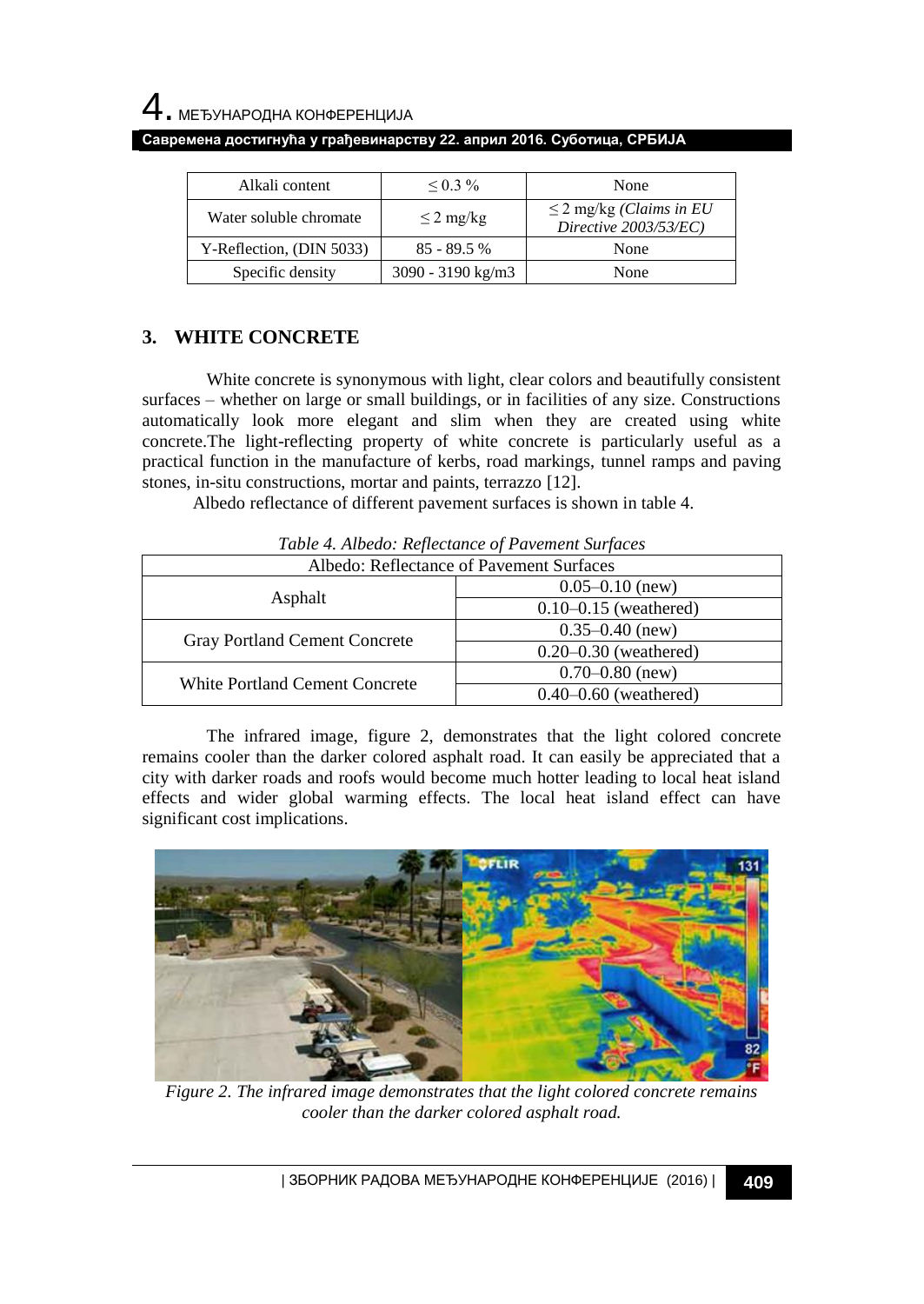| Alkali content | ≤ 0.3 % | None |
|---|---|---|
| Water soluble chromate | ≤ 2 mg/kg | ≤ 2 mg/kg *(Claims in EU Directive 2003/53/EC)* |
| Y-Reflection, (DIN 5033) | 85 - 89.5 % | None |
| Specific density | 3090 - 3190 kg/m3 | None |

## 3. WHITE CONCRETE

White concrete is synonymous with light, clear colors and beautifully consistent surfaces – whether on large or small buildings, or in facilities of any size. Constructions automatically look more elegant and slim when they are created using white concrete.The light-reflecting property of white concrete is particularly useful as a practical function in the manufacture of kerbs, road markings, tunnel ramps and paving stones, in-situ constructions, mortar and paints, terrazzo [12].

Albedo reflectance of different pavement surfaces is shown in table 4.

*Table 4. Albedo: Reflectance of Pavement Surfaces*

| Albedo: Reflectance of Pavement Surfaces | |
|---|---|
| Asphalt | 0.05–0.10 (new) |
| | 0.10–0.15 (weathered) |
| Gray Portland Cement Concrete | 0.35–0.40 (new) |
| | 0.20–0.30 (weathered) |
| White Portland Cement Concrete | 0.70–0.80 (new) |
| | 0.40–0.60 (weathered) |

The infrared image, figure 2, demonstrates that the light colored concrete remains cooler than the darker colored asphalt road. It can easily be appreciated that a city with darker roads and roofs would become much hotter leading to local heat island effects and wider global warming effects. The local heat island effect can have significant cost implications.

*Figure 2. The infrared image demonstrates that the light colored concrete remains cooler than the darker colored asphalt road.*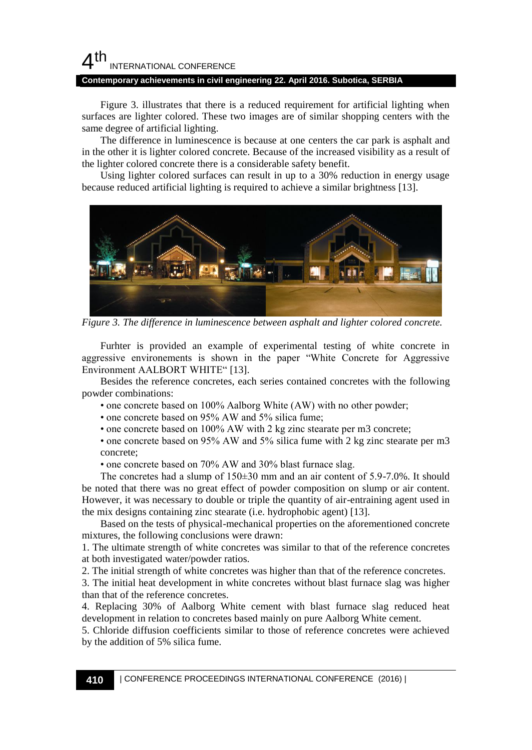Figure 3. illustrates that there is a reduced requirement for artificial lighting when surfaces are lighter colored. These two images are of similar shopping centers with the same degree of artificial lighting.

The difference in luminescence is because at one centers the car park is asphalt and in the other it is lighter colored concrete. Because of the increased visibility as a result of the lighter colored concrete there is a considerable safety benefit.

Using lighter colored surfaces can result in up to a 30% reduction in energy usage because reduced artificial lighting is required to achieve a similar brightness [13].

*Figure 3. The difference in luminescence between asphalt and lighter colored concrete.*

Furhter is provided an example of experimental testing of white concrete in aggressive environements is shown in the paper "White Concrete for Aggressive Environment AALBORT WHITE" [13].

Besides the reference concretes, each series contained concretes with the following powder combinations:

- one concrete based on 100% Aalborg White (AW) with no other powder;
- one concrete based on 95% AW and 5% silica fume;
- one concrete based on 100% AW with 2 kg zinc stearate per m3 concrete;
- one concrete based on 95% AW and 5% silica fume with 2 kg zinc stearate per m3 concrete;
- one concrete based on 70% AW and 30% blast furnace slag.

The concretes had a slump of 150±30 mm and an air content of 5.9-7.0%. It should be noted that there was no great effect of powder composition on slump or air content. However, it was necessary to double or triple the quantity of air-entraining agent used in the mix designs containing zinc stearate (i.e. hydrophobic agent) [13].

Based on the tests of physical-mechanical properties on the aforementioned concrete mixtures, the following conclusions were drawn:

1. The ultimate strength of white concretes was similar to that of the reference concretes at both investigated water/powder ratios.
2. The initial strength of white concretes was higher than that of the reference concretes.
3. The initial heat development in white concretes without blast furnace slag was higher than that of the reference concretes.
4. Replacing 30% of Aalborg White cement with blast furnace slag reduced heat development in relation to concretes based mainly on pure Aalborg White cement.
5. Chloride diffusion coefficients similar to those of reference concretes were achieved by the addition of 5% silica fume.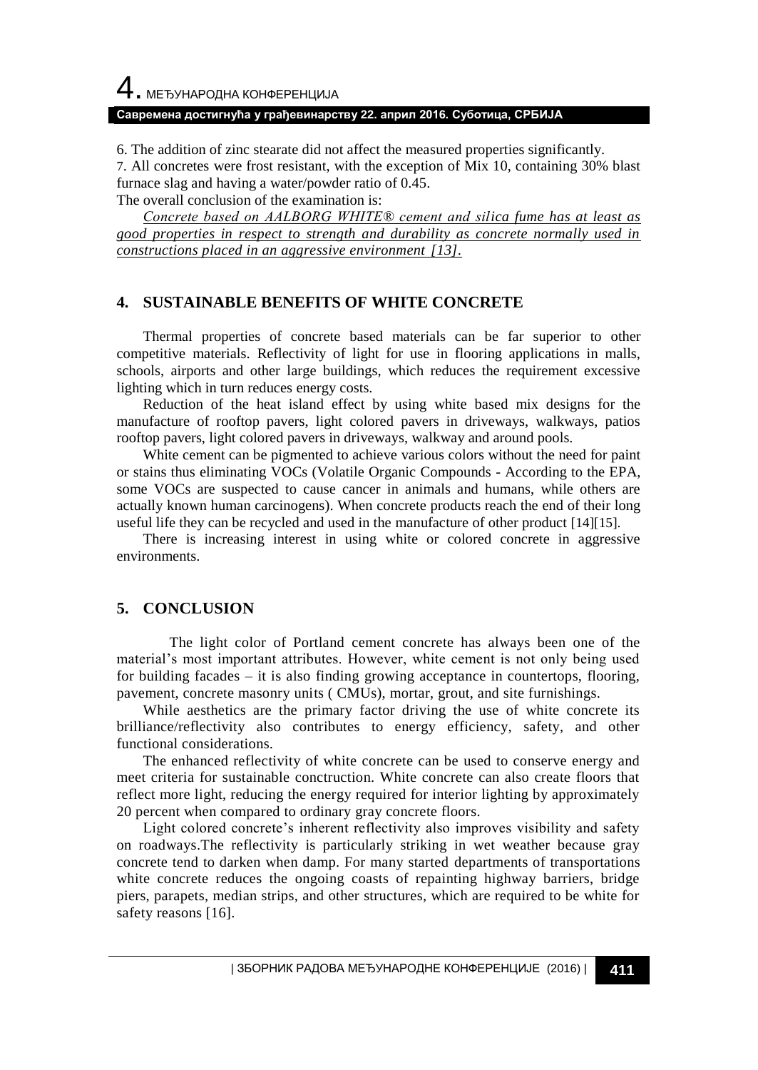6. The addition of zinc stearate did not affect the measured properties significantly.
7. All concretes were frost resistant, with the exception of Mix 10, containing 30% blast furnace slag and having a water/powder ratio of 0.45.

The overall conclusion of the examination is:

*Concrete based on AALBORG WHITE® cement and silica fume has at least as good properties in respect to strength and durability as concrete normally used in constructions placed in an aggressive environment [13].*

## 4. SUSTAINABLE BENEFITS OF WHITE CONCRETE

Thermal properties of concrete based materials can be far superior to other competitive materials. Reflectivity of light for use in flooring applications in malls, schools, airports and other large buildings, which reduces the requirement excessive lighting which in turn reduces energy costs.

Reduction of the heat island effect by using white based mix designs for the manufacture of rooftop pavers, light colored pavers in driveways, walkways, patios rooftop pavers, light colored pavers in driveways, walkway and around pools.

White cement can be pigmented to achieve various colors without the need for paint or stains thus eliminating VOCs (Volatile Organic Compounds - According to the EPA, some VOCs are suspected to cause cancer in animals and humans, while others are actually known human carcinogens). When concrete products reach the end of their long useful life they can be recycled and used in the manufacture of other product [14][15].

There is increasing interest in using white or colored concrete in aggressive environments.

## 5. CONCLUSION

The light color of Portland cement concrete has always been one of the material's most important attributes. However, white cement is not only being used for building facades – it is also finding growing acceptance in countertops, flooring, pavement, concrete masonry units ( CMUs), mortar, grout, and site furnishings.

While aesthetics are the primary factor driving the use of white concrete its brilliance/reflectivity also contributes to energy efficiency, safety, and other functional considerations.

The enhanced reflectivity of white concrete can be used to conserve energy and meet criteria for sustainable conctruction. White concrete can also create floors that reflect more light, reducing the energy required for interior lighting by approximately 20 percent when compared to ordinary gray concrete floors.

Light colored concrete's inherent reflectivity also improves visibility and safety on roadways.The reflectivity is particularly striking in wet weather because gray concrete tend to darken when damp. For many started departments of transportations white concrete reduces the ongoing coasts of repainting highway barriers, bridge piers, parapets, median strips, and other structures, which are required to be white for safety reasons [16].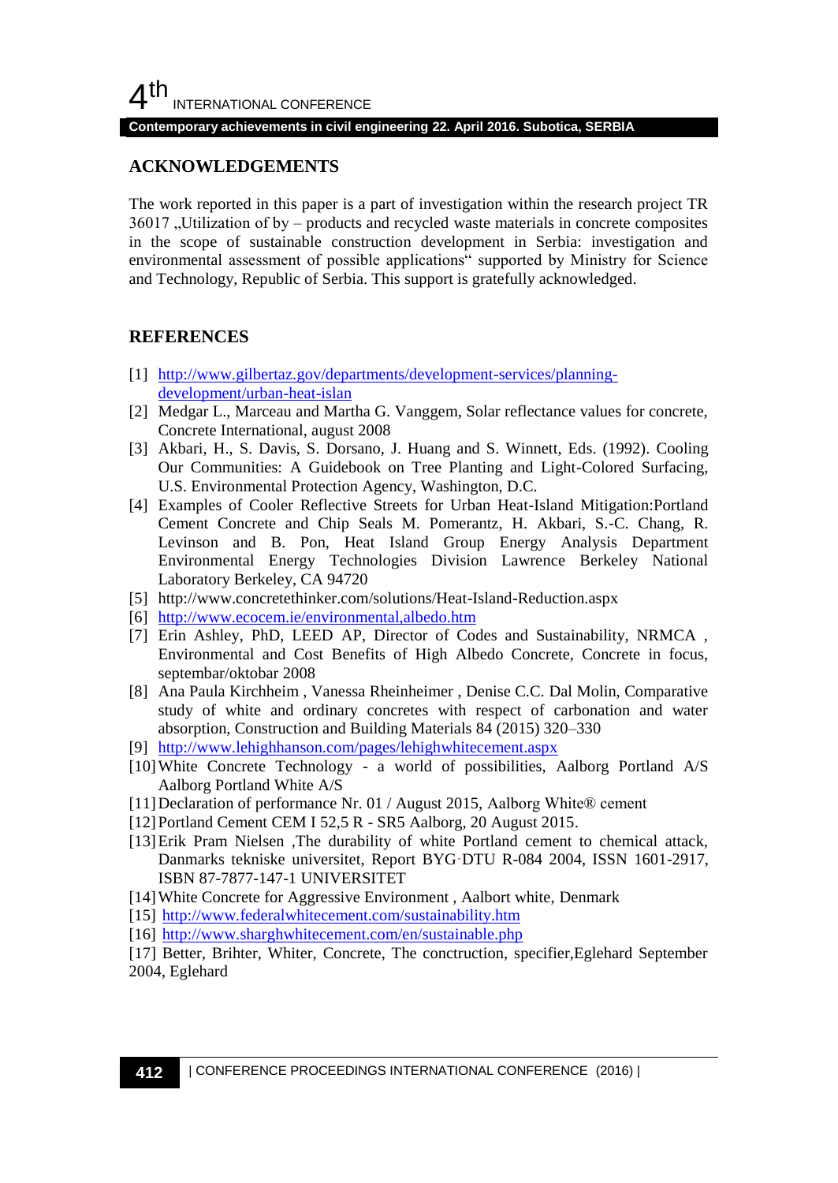## ACKNOWLEDGEMENTS

The work reported in this paper is a part of investigation within the research project TR 36017 „Utilization of by – products and recycled waste materials in concrete composites in the scope of sustainable construction development in Serbia: investigation and environmental assessment of possible applications" supported by Ministry for Science and Technology, Republic of Serbia. This support is gratefully acknowledged.

## REFERENCES

[1] http://www.gilbertaz.gov/departments/development-services/planning-development/urban-heat-islan

[2] Medgar L., Marceau and Martha G. Vanggem, Solar reflectance values for concrete, Concrete International, august 2008

[3] Akbari, H., S. Davis, S. Dorsano, J. Huang and S. Winnett, Eds. (1992). Cooling Our Communities: A Guidebook on Tree Planting and Light-Colored Surfacing, U.S. Environmental Protection Agency, Washington, D.C.

[4] Examples of Cooler Reflective Streets for Urban Heat-Island Mitigation:Portland Cement Concrete and Chip Seals M. Pomerantz, H. Akbari, S.-C. Chang, R. Levinson and B. Pon, Heat Island Group Energy Analysis Department Environmental Energy Technologies Division Lawrence Berkeley National Laboratory Berkeley, CA 94720

[5] http://www.concretethinker.com/solutions/Heat-Island-Reduction.aspx

[6] http://www.ecocem.ie/environmental,albedo.htm

[7] Erin Ashley, PhD, LEED AP, Director of Codes and Sustainability, NRMCA , Environmental and Cost Benefits of High Albedo Concrete, Concrete in focus, septembar/oktobar 2008

[8] Ana Paula Kirchheim , Vanessa Rheinheimer , Denise C.C. Dal Molin, Comparative study of white and ordinary concretes with respect of carbonation and water absorption, Construction and Building Materials 84 (2015) 320–330

[9] http://www.lehighhanson.com/pages/lehighwhitecement.aspx

[10] White Concrete Technology - a world of possibilities, Aalborg Portland A/S Aalborg Portland White A/S

[11] Declaration of performance Nr. 01 / August 2015, Aalborg White® cement

[12] Portland Cement CEM I 52,5 R - SR5 Aalborg, 20 August 2015.

[13] Erik Pram Nielsen ,The durability of white Portland cement to chemical attack, Danmarks tekniske universitet, Report BYG·DTU R-084 2004, ISSN 1601-2917, ISBN 87-7877-147-1 UNIVERSITET

[14] White Concrete for Aggressive Environment , Aalbort white, Denmark

[15] http://www.federalwhitecement.com/sustainability.htm

[16] http://www.sharghwhitecement.com/en/sustainable.php

[17] Better, Brihter, Whiter, Concrete, The conctruction, specifier,Eglehard September 2004, Eglehard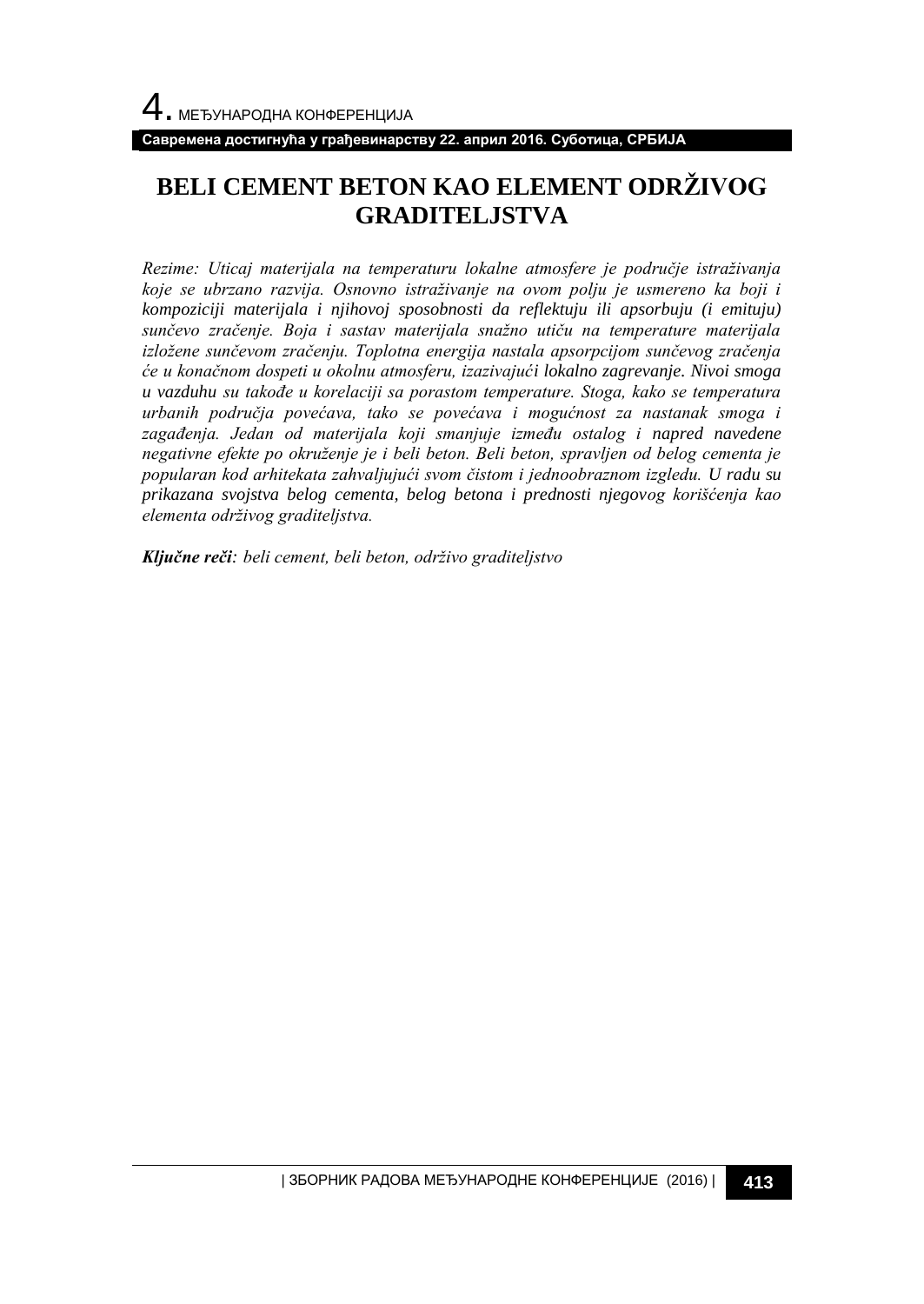# BELI CEMENT BETON KAO ELEMENT ODRŽIVOG GRADITELJSTVA

*Rezime: Uticaj materijala na temperaturu lokalne atmosfere je područje istraživanja koje se ubrzano razvija. Osnovno istraživanje na ovom polju je usmereno ka boji i kompoziciji materijala i njihovoj sposobnosti da reflektuju ili apsorbuju (i emituju) sunčevo zračenje. Boja i sastav materijala snažno utiču na temperature materijala izložene sunčevom zračenju. Toplotna energija nastala apsorpcijom sunčevog zračenja će u konačnom dospeti u okolnu atmosferu, izazivajući lokalno zagrevanje. Nivoi smoga u vazduhu su takođe u korelaciji sa porastom temperature. Stoga, kako se temperatura urbanih područja povećava, tako se povećava i mogućnost za nastanak smoga i zagađenja. Jedan od materijala koji smanjuje između ostalog i napred navedene negativne efekte po okruženje je i beli beton. Beli beton, spravljen od belog cementa je popularan kod arhitekata zahvaljujući svom čistom i jednoobraznom izgledu. U radu su prikazana svojstva belog cementa, belog betona i prednosti njegovog korišćenja kao elementa održivog graditeljstva.*

***Ključne reči****: beli cement, beli beton, održivo graditeljstvo*